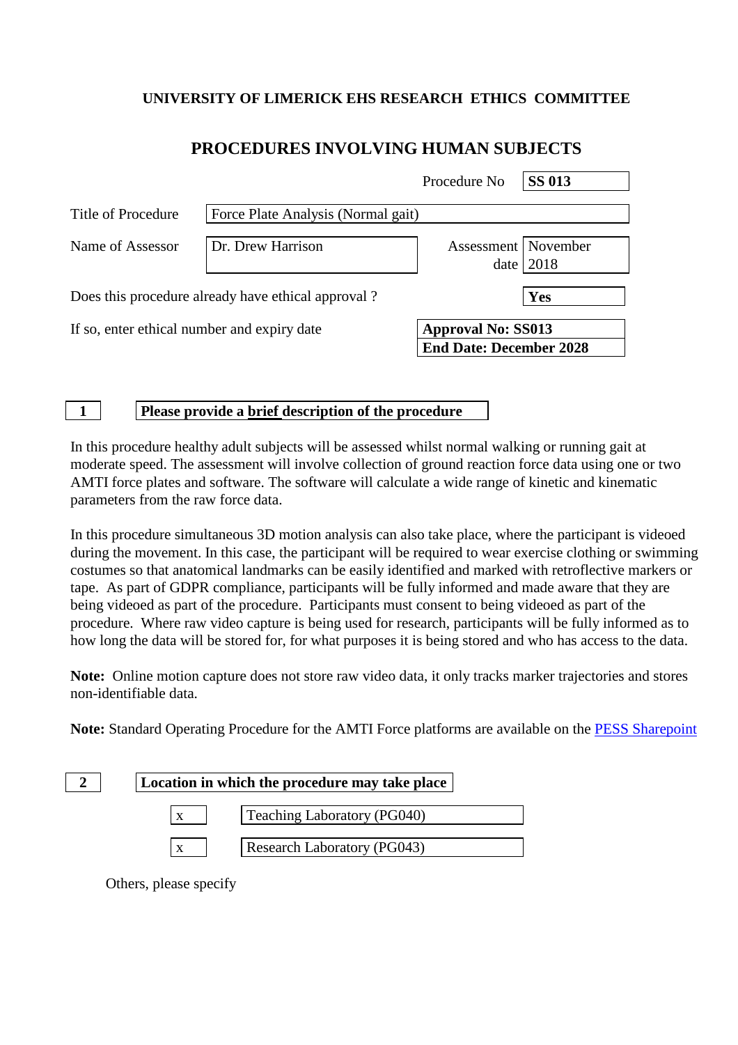**UNIVERSITY OF LIMERICK EHS RESEARCH ETHICS COMMITTEE**

# PROCEDURES INVOLVING HUMAN SUBJECTS

| | |
|---|---|
| Procedure No | **SS 013** |
| Title of Procedure | Force Plate Analysis (Normal gait) |
| Name of Assessor | Dr. Drew Harrison |
| Assessment date | November 2018 |
| Does this procedure already have ethical approval ? | **Yes** |
| If so, enter ethical number and expiry date | **Approval No: SS013**<br>**End Date: December 2028** |

## 1 Please provide a brief description of the procedure

In this procedure healthy adult subjects will be assessed whilst normal walking or running gait at moderate speed. The assessment will involve collection of ground reaction force data using one or two AMTI force plates and software. The software will calculate a wide range of kinetic and kinematic parameters from the raw force data.

In this procedure simultaneous 3D motion analysis can also take place, where the participant is videoed during the movement. In this case, the participant will be required to wear exercise clothing or swimming costumes so that anatomical landmarks can be easily identified and marked with retroflective markers or tape. As part of GDPR compliance, participants will be fully informed and made aware that they are being videoed as part of the procedure. Participants must consent to being videoed as part of the procedure. Where raw video capture is being used for research, participants will be fully informed as to how long the data will be stored for, for what purposes it is being stored and who has access to the data.

**Note:** Online motion capture does not store raw video data, it only tracks marker trajectories and stores non-identifiable data.

**Note:** Standard Operating Procedure for the AMTI Force platforms are available on the PESS Sharepoint

## 2 Location in which the procedure may take place

| | |
|---|---|
| x | Teaching Laboratory (PG040) |
| x | Research Laboratory (PG043) |

Others, please specify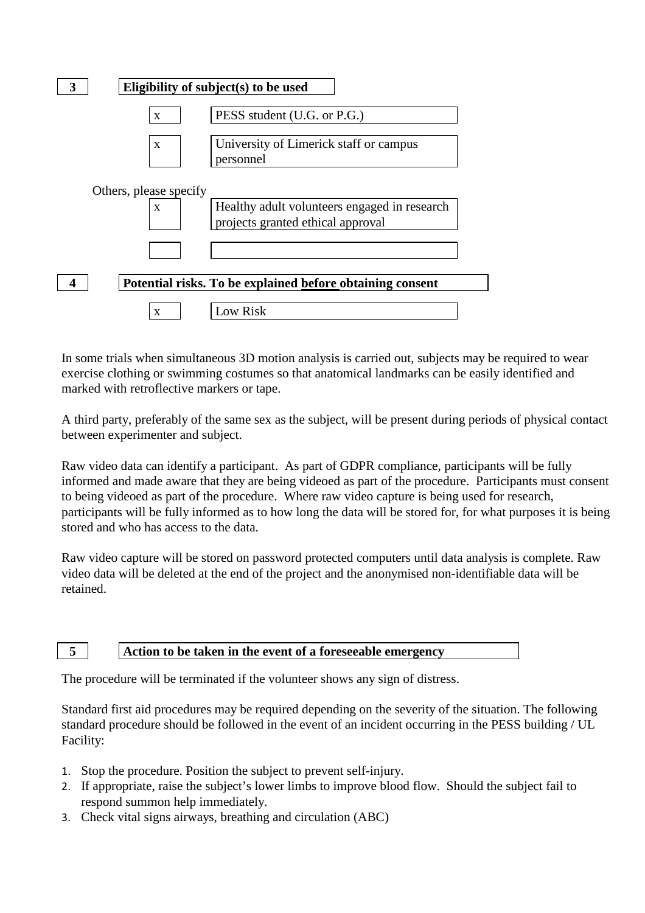| 3 | **Eligibility of subject(s) to be used** |
|---|---|

| | |
|---|---|
| x | PESS student (U.G. or P.G.) |
| x | University of Limerick staff or campus personnel |

Others, please specify

| | |
|---|---|
| x | Healthy adult volunteers engaged in research projects granted ethical approval |
| | |

| 4 | **Potential risks. To be explained <u>before</u> obtaining consent** |
|---|---|

| | |
|---|---|
| x | Low Risk |

In some trials when simultaneous 3D motion analysis is carried out, subjects may be required to wear exercise clothing or swimming costumes so that anatomical landmarks can be easily identified and marked with retroflective markers or tape.

A third party, preferably of the same sex as the subject, will be present during periods of physical contact between experimenter and subject.

Raw video data can identify a participant. As part of GDPR compliance, participants will be fully informed and made aware that they are being videoed as part of the procedure. Participants must consent to being videoed as part of the procedure. Where raw video capture is being used for research, participants will be fully informed as to how long the data will be stored for, for what purposes it is being stored and who has access to the data.

Raw video capture will be stored on password protected computers until data analysis is complete. Raw video data will be deleted at the end of the project and the anonymised non-identifiable data will be retained.

| 5 | **Action to be taken in the event of a foreseeable emergency** |
|---|---|

The procedure will be terminated if the volunteer shows any sign of distress.

Standard first aid procedures may be required depending on the severity of the situation. The following standard procedure should be followed in the event of an incident occurring in the PESS building / UL Facility:

1. Stop the procedure. Position the subject to prevent self-injury.
2. If appropriate, raise the subject's lower limbs to improve blood flow. Should the subject fail to respond summon help immediately.
3. Check vital signs airways, breathing and circulation (ABC)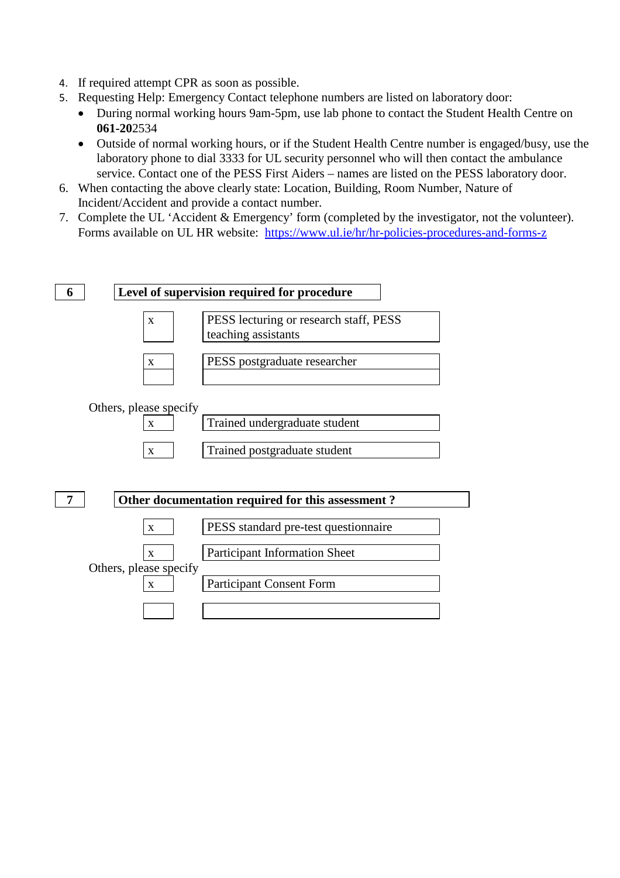4. If required attempt CPR as soon as possible.
5. Requesting Help: Emergency Contact telephone numbers are listed on laboratory door:
   - During normal working hours 9am-5pm, use lab phone to contact the Student Health Centre on **061-20**2534
   - Outside of normal working hours, or if the Student Health Centre number is engaged/busy, use the laboratory phone to dial 3333 for UL security personnel who will then contact the ambulance service. Contact one of the PESS First Aiders – names are listed on the PESS laboratory door.
6. When contacting the above clearly state: Location, Building, Room Number, Nature of Incident/Accident and provide a contact number.
7. Complete the UL 'Accident & Emergency' form (completed by the investigator, not the volunteer). Forms available on UL HR website: https://www.ul.ie/hr/hr-policies-procedures-and-forms-z

| **6** | **Level of supervision required for procedure** |
|---|---|
| x | PESS lecturing or research staff, PESS teaching assistants |
| x | PESS postgraduate researcher |
| | |

Others, please specify

| | |
|---|---|
| x | Trained undergraduate student |
| x | Trained postgraduate student |

| **7** | **Other documentation required for this assessment ?** |
|---|---|
| x | PESS standard pre-test questionnaire |
| x | Participant Information Sheet |

Others, please specify

| | |
|---|---|
| x | Participant Consent Form |
| | |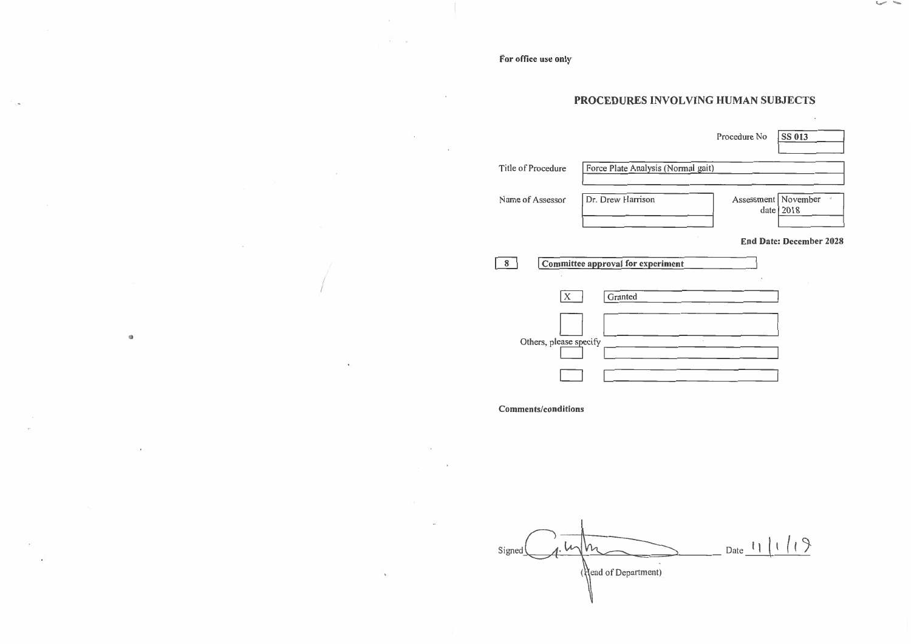**For office use only**

## PROCEDURES INVOLVING HUMAN SUBJECTS

Procedure No: SS 013

Title of Procedure: Force Plate Analysis (Normal gait)

Name of Assessor: Dr. Drew Harrison

Assessment date: November 2018

**End Date: December 2028**

**8** **Committee approval for experiment**

| | |
|---|---|
| X | Granted |
| | |
| | Others, please specify |
| | |

**Comments/conditions**

Signed: [signature]

(Head of Department)

Date: 11/1/19